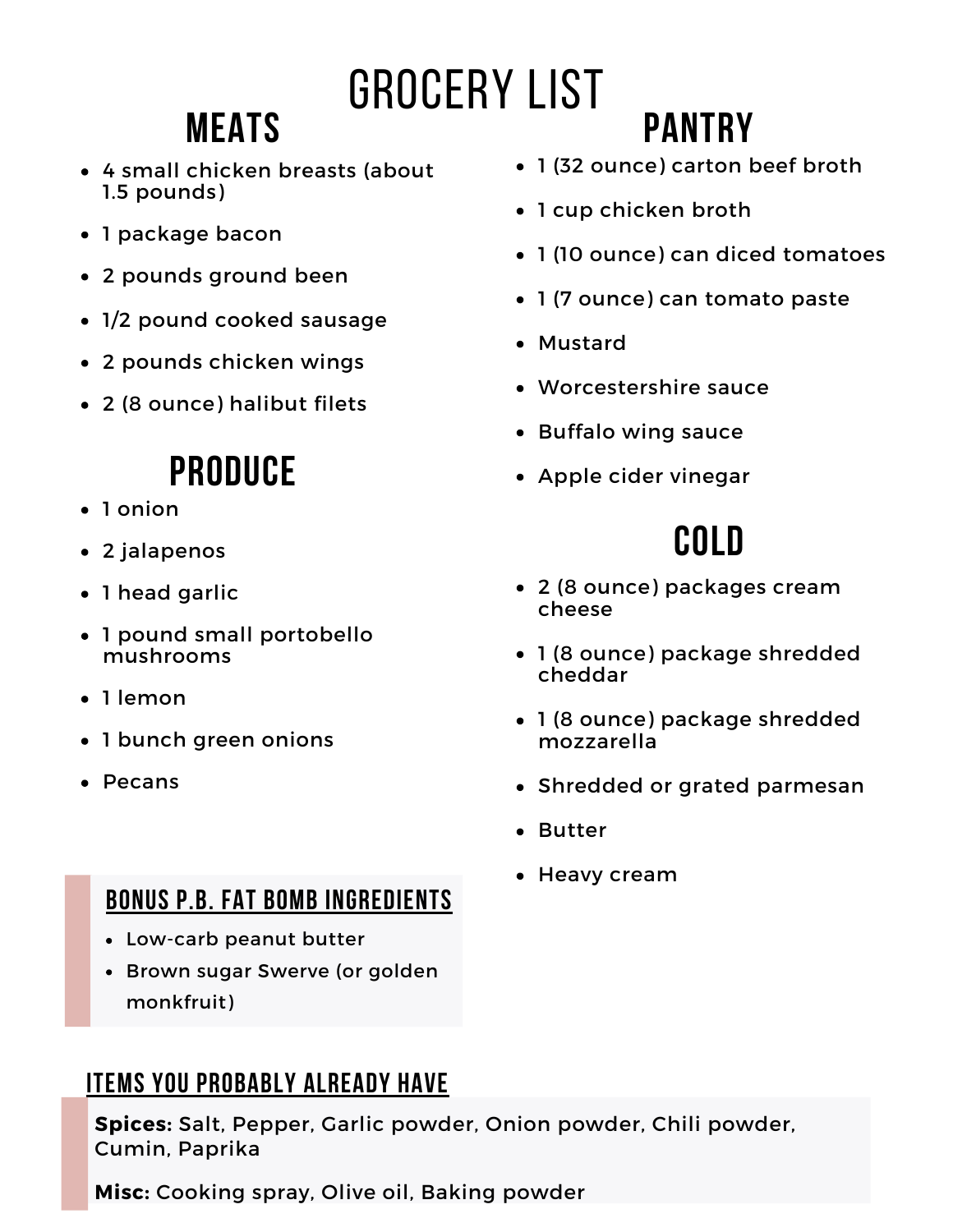# GROCERY LIST

## MEATS

- 4 small chicken breasts (about 1.5 pounds)
- 1 package bacon
- 2 pounds ground been
- 1/2 pound cooked sausage
- 2 pounds chicken wings
- 2 (8 ounce) halibut filets

## PRODUCE

- 1 onion
- 2 jalapenos
- 1 head garlic
- 1 pound small portobello mushrooms
- 1 lemon
- 1 bunch green onions
- Pecans

## PANTRY

- 1 (32 ounce) carton beef broth
- 1 cup chicken broth
- 1 (10 ounce) can diced tomatoes
- 1 (7 ounce) can tomato paste
- Mustard
- Worcestershire sauce
- Buffalo wing sauce
- Apple cider vinegar

## COLD

- 2 (8 ounce) packages cream cheese
- 1 (8 ounce) package shredded cheddar
- 1 (8 ounce) package shredded mozzarella
- Shredded or grated parmesan
- Butter
- Heavy cream

### BONUS P.B. FAT BOMB INGREDIENTS

- Low-carb peanut butter
- Brown sugar Swerve (or golden monkfruit)

### ITEMS YOU PROBABLY ALREADY HAVE

**Spices:** Salt, Pepper, Garlic powder, Onion powder, Chili powder, Cumin, Paprika

**Misc:** Cooking spray, Olive oil, Baking powder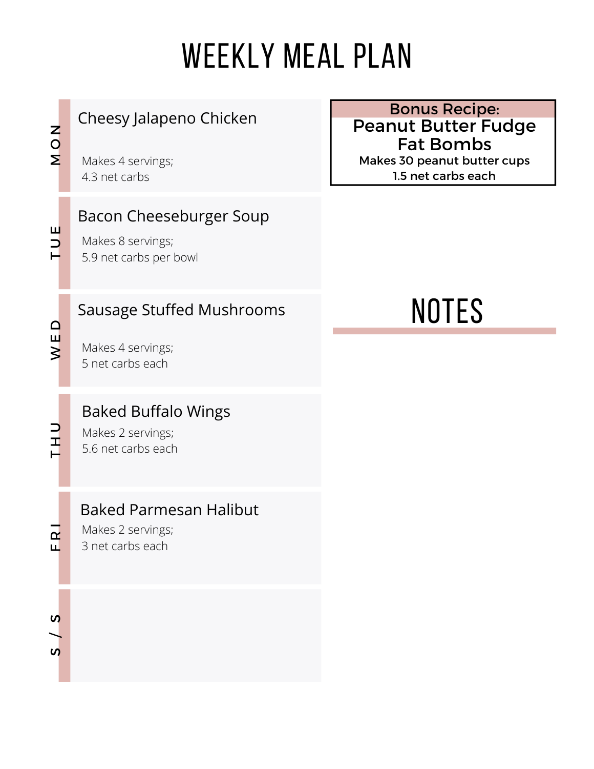# WEEKLY MEAL PLAN

**MON**

Cheesy Jalapeno Chicken

Makes 4 servings;
4.3 net carbs

**TUE**

Bacon Cheeseburger Soup

Makes 8 servings;
5.9 net carbs per bowl

**WED**

Sausage Stuffed Mushrooms

Makes 4 servings;
5 net carbs each

**THU**

Baked Buffalo Wings

Makes 2 servings;
5.6 net carbs each

**FRI**

Baked Parmesan Halibut

Makes 2 servings;
3 net carbs each

**S / S**

**Bonus Recipe:**

**Peanut Butter Fudge Fat Bombs**

**Makes 30 peanut butter cups**
**1.5 net carbs each**

## NOTES